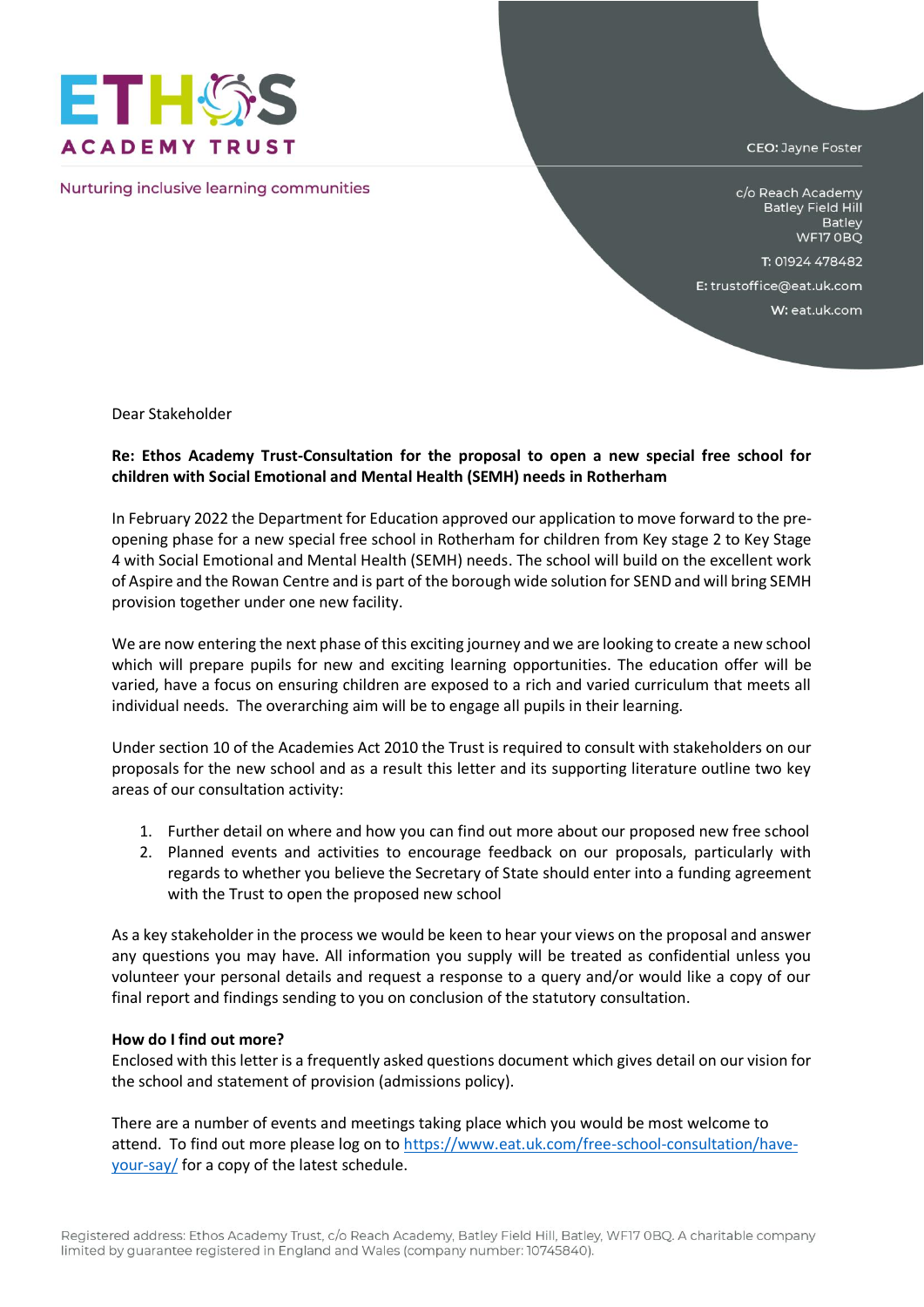**ETHOS ACADEMY TRUST**

Nurturing inclusive learning communities

**CEO:** Jayne Foster

c/o Reach Academy
Batley Field Hill
Batley
WF17 0BQ

**T:** 01924 478482

**E:** trustoffice@eat.uk.com

**W:** eat.uk.com

Dear Stakeholder

**Re: Ethos Academy Trust-Consultation for the proposal to open a new special free school for children with Social Emotional and Mental Health (SEMH) needs in Rotherham**

In February 2022 the Department for Education approved our application to move forward to the pre-opening phase for a new special free school in Rotherham for children from Key stage 2 to Key Stage 4 with Social Emotional and Mental Health (SEMH) needs. The school will build on the excellent work of Aspire and the Rowan Centre and is part of the borough wide solution for SEND and will bring SEMH provision together under one new facility.

We are now entering the next phase of this exciting journey and we are looking to create a new school which will prepare pupils for new and exciting learning opportunities. The education offer will be varied, have a focus on ensuring children are exposed to a rich and varied curriculum that meets all individual needs. The overarching aim will be to engage all pupils in their learning.

Under section 10 of the Academies Act 2010 the Trust is required to consult with stakeholders on our proposals for the new school and as a result this letter and its supporting literature outline two key areas of our consultation activity:

1. Further detail on where and how you can find out more about our proposed new free school
2. Planned events and activities to encourage feedback on our proposals, particularly with regards to whether you believe the Secretary of State should enter into a funding agreement with the Trust to open the proposed new school

As a key stakeholder in the process we would be keen to hear your views on the proposal and answer any questions you may have. All information you supply will be treated as confidential unless you volunteer your personal details and request a response to a query and/or would like a copy of our final report and findings sending to you on conclusion of the statutory consultation.

**How do I find out more?**

Enclosed with this letter is a frequently asked questions document which gives detail on our vision for the school and statement of provision (admissions policy).

There are a number of events and meetings taking place which you would be most welcome to attend. To find out more please log on to [https://www.eat.uk.com/free-school-consultation/have-your-say/](https://www.eat.uk.com/free-school-consultation/have-your-say/) for a copy of the latest schedule.

Registered address: Ethos Academy Trust, c/o Reach Academy, Batley Field Hill, Batley, WF17 0BQ. A charitable company limited by guarantee registered in England and Wales (company number: 10745840).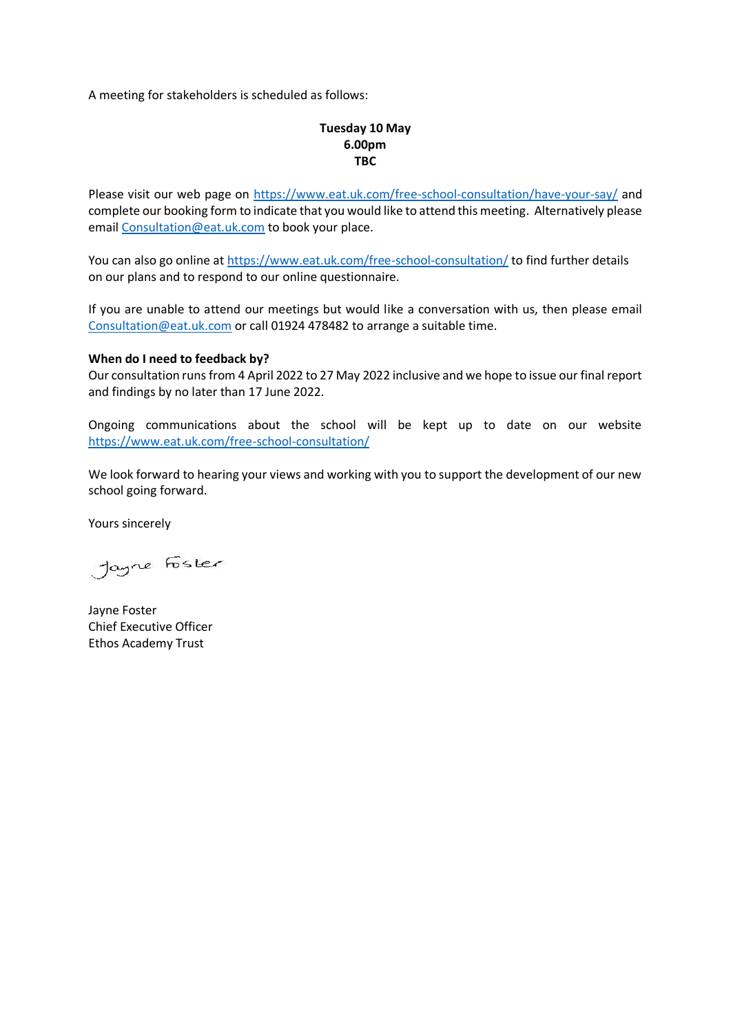A meeting for stakeholders is scheduled as follows:

**Tuesday 10 May**
**6.00pm**
**TBC**

Please visit our web page on https://www.eat.uk.com/free-school-consultation/have-your-say/ and complete our booking form to indicate that you would like to attend this meeting. Alternatively please email Consultation@eat.uk.com to book your place.

You can also go online at https://www.eat.uk.com/free-school-consultation/ to find further details on our plans and to respond to our online questionnaire.

If you are unable to attend our meetings but would like a conversation with us, then please email Consultation@eat.uk.com or call 01924 478482 to arrange a suitable time.

**When do I need to feedback by?**
Our consultation runs from 4 April 2022 to 27 May 2022 inclusive and we hope to issue our final report and findings by no later than 17 June 2022.

Ongoing communications about the school will be kept up to date on our website https://www.eat.uk.com/free-school-consultation/

We look forward to hearing your views and working with you to support the development of our new school going forward.

Yours sincerely

Jayne Foster

Jayne Foster
Chief Executive Officer
Ethos Academy Trust